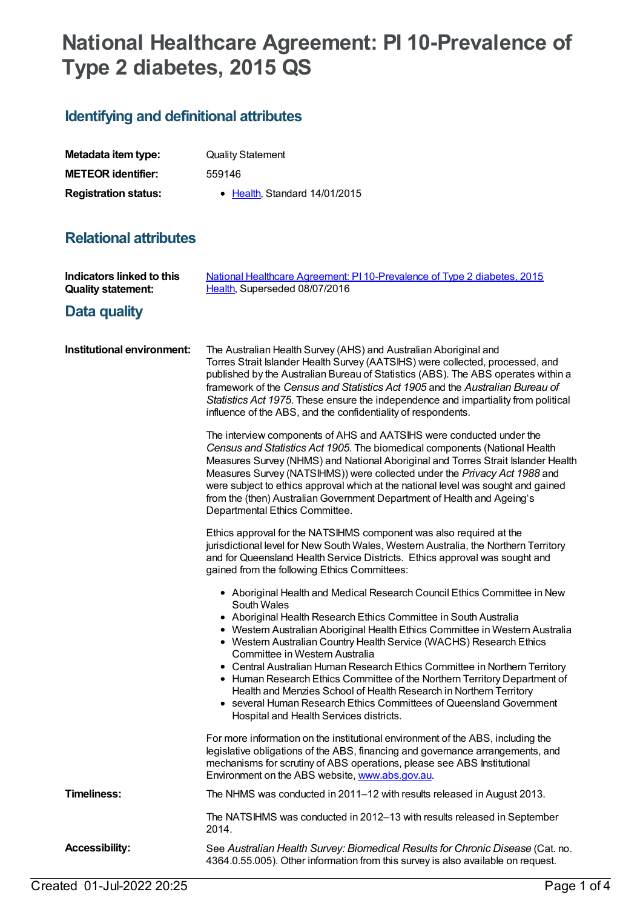# National Healthcare Agreement: PI 10-Prevalence of Type 2 diabetes, 2015 QS

## Identifying and definitional attributes

| | |
|---|---|
| **Metadata item type:** | Quality Statement |
| **METEOR identifier:** | 559146 |
| **Registration status:** | • Health, Standard 14/01/2015 |

## Relational attributes

| | |
|---|---|
| **Indicators linked to this Quality statement:** | National Healthcare Agreement: PI 10-Prevalence of Type 2 diabetes, 2015<br>Health, Superseded 08/07/2016 |

## Data quality

**Institutional environment:**

The Australian Health Survey (AHS) and Australian Aboriginal and Torres Strait Islander Health Survey (AATSIHS) were collected, processed, and published by the Australian Bureau of Statistics (ABS). The ABS operates within a framework of the *Census and Statistics Act 1905* and the *Australian Bureau of Statistics Act 1975*. These ensure the independence and impartiality from political influence of the ABS, and the confidentiality of respondents.

The interview components of AHS and AATSIHS were conducted under the *Census and Statistics Act 1905*. The biomedical components (National Health Measures Survey (NHMS) and National Aboriginal and Torres Strait Islander Health Measures Survey (NATSIHMS)) were collected under the *Privacy Act 1988* and were subject to ethics approval which at the national level was sought and gained from the (then) Australian Government Department of Health and Ageing's Departmental Ethics Committee.

Ethics approval for the NATSIHMS component was also required at the jurisdictional level for New South Wales, Western Australia, the Northern Territory and for Queensland Health Service Districts. Ethics approval was sought and gained from the following Ethics Committees:

- Aboriginal Health and Medical Research Council Ethics Committee in New South Wales
- Aboriginal Health Research Ethics Committee in South Australia
- Western Australian Aboriginal Health Ethics Committee in Western Australia
- Western Australian Country Health Service (WACHS) Research Ethics Committee in Western Australia
- Central Australian Human Research Ethics Committee in Northern Territory
- Human Research Ethics Committee of the Northern Territory Department of Health and Menzies School of Health Research in Northern Territory
- several Human Research Ethics Committees of Queensland Government Hospital and Health Services districts.

For more information on the institutional environment of the ABS, including the legislative obligations of the ABS, financing and governance arrangements, and mechanisms for scrutiny of ABS operations, please see ABS Institutional Environment on the ABS website, www.abs.gov.au.

**Timeliness:**

The NHMS was conducted in 2011–12 with results released in August 2013.

The NATSIHMS was conducted in 2012–13 with results released in September 2014.

**Accessibility:**

See *Australian Health Survey: Biomedical Results for Chronic Disease* (Cat. no. 4364.0.55.005). Other information from this survey is also available on request.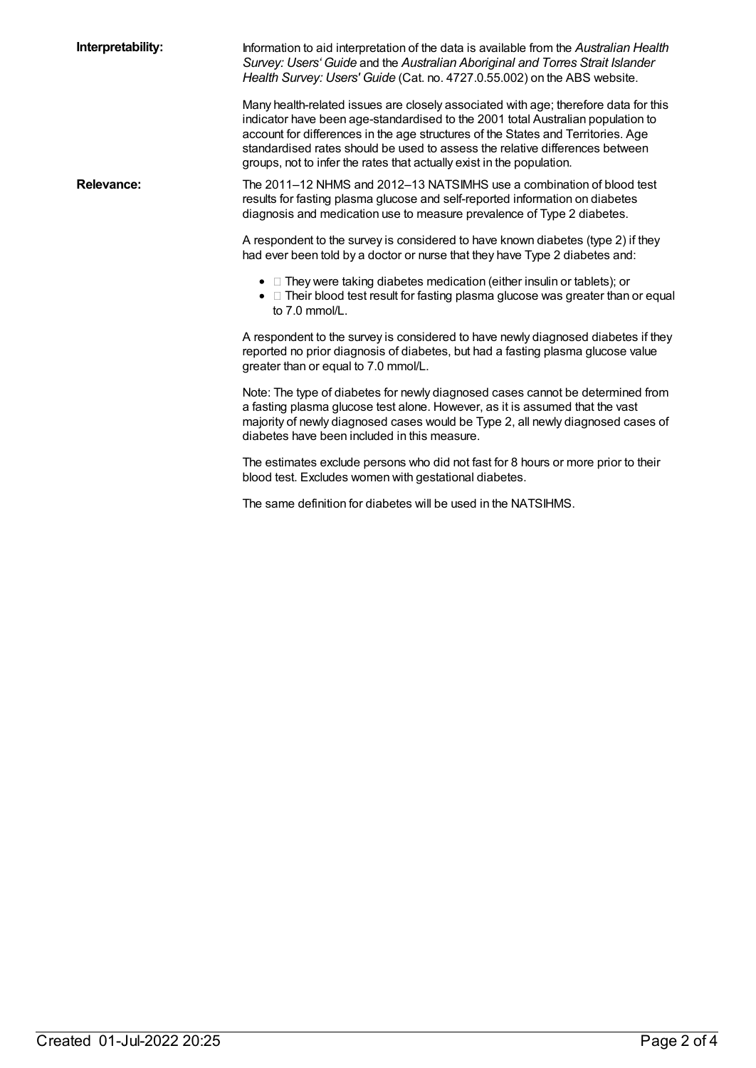**Interpretability:** Information to aid interpretation of the data is available from the *Australian Health Survey: Users' Guide* and the *Australian Aboriginal and Torres Strait Islander Health Survey: Users' Guide* (Cat. no. 4727.0.55.002) on the ABS website.

Many health-related issues are closely associated with age; therefore data for this indicator have been age-standardised to the 2001 total Australian population to account for differences in the age structures of the States and Territories. Age standardised rates should be used to assess the relative differences between groups, not to infer the rates that actually exist in the population.

**Relevance:** The 2011–12 NHMS and 2012–13 NATSIMHS use a combination of blood test results for fasting plasma glucose and self-reported information on diabetes diagnosis and medication use to measure prevalence of Type 2 diabetes.

A respondent to the survey is considered to have known diabetes (type 2) if they had ever been told by a doctor or nurse that they have Type 2 diabetes and:

- They were taking diabetes medication (either insulin or tablets); or
- Their blood test result for fasting plasma glucose was greater than or equal to 7.0 mmol/L.

A respondent to the survey is considered to have newly diagnosed diabetes if they reported no prior diagnosis of diabetes, but had a fasting plasma glucose value greater than or equal to 7.0 mmol/L.

Note: The type of diabetes for newly diagnosed cases cannot be determined from a fasting plasma glucose test alone. However, as it is assumed that the vast majority of newly diagnosed cases would be Type 2, all newly diagnosed cases of diabetes have been included in this measure.

The estimates exclude persons who did not fast for 8 hours or more prior to their blood test. Excludes women with gestational diabetes.

The same definition for diabetes will be used in the NATSIHMS.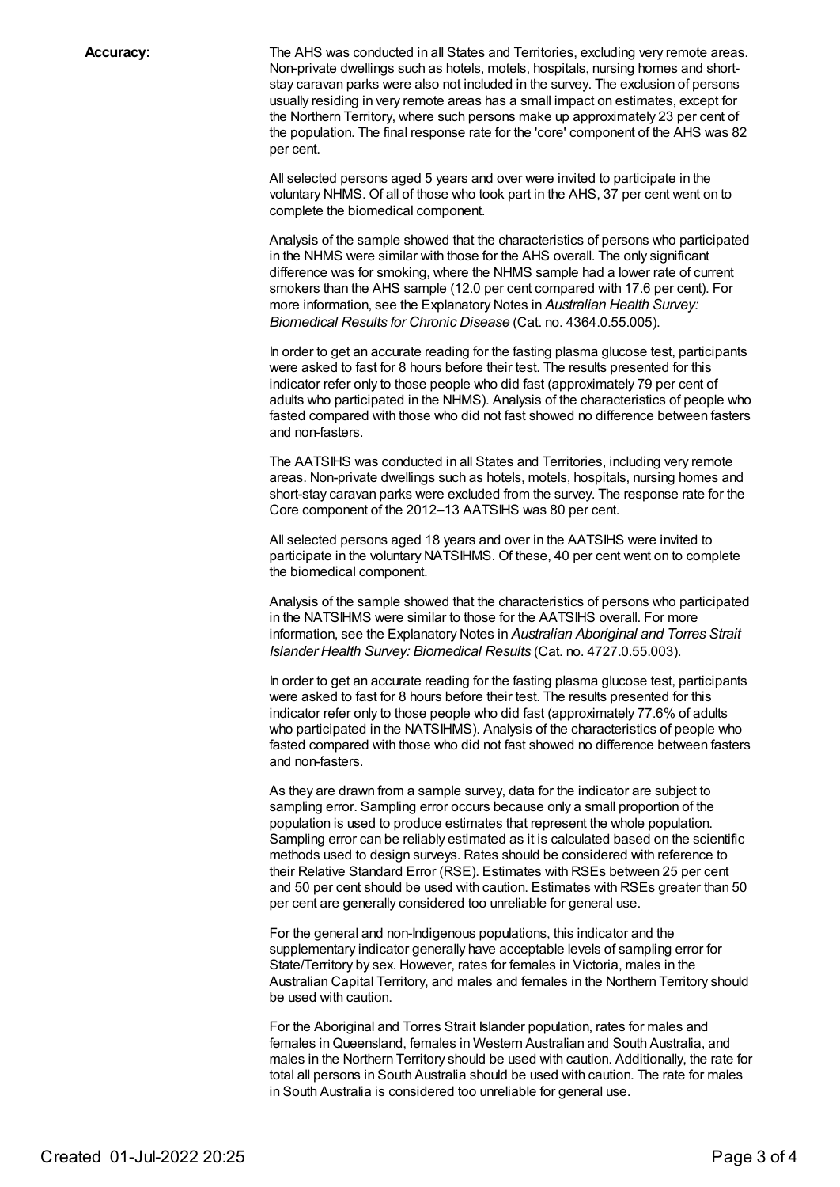**Accuracy:**

The AHS was conducted in all States and Territories, excluding very remote areas. Non-private dwellings such as hotels, motels, hospitals, nursing homes and short-stay caravan parks were also not included in the survey. The exclusion of persons usually residing in very remote areas has a small impact on estimates, except for the Northern Territory, where such persons make up approximately 23 per cent of the population. The final response rate for the 'core' component of the AHS was 82 per cent.

All selected persons aged 5 years and over were invited to participate in the voluntary NHMS. Of all of those who took part in the AHS, 37 per cent went on to complete the biomedical component.

Analysis of the sample showed that the characteristics of persons who participated in the NHMS were similar with those for the AHS overall. The only significant difference was for smoking, where the NHMS sample had a lower rate of current smokers than the AHS sample (12.0 per cent compared with 17.6 per cent). For more information, see the Explanatory Notes in *Australian Health Survey: Biomedical Results for Chronic Disease* (Cat. no. 4364.0.55.005).

In order to get an accurate reading for the fasting plasma glucose test, participants were asked to fast for 8 hours before their test. The results presented for this indicator refer only to those people who did fast (approximately 79 per cent of adults who participated in the NHMS). Analysis of the characteristics of people who fasted compared with those who did not fast showed no difference between fasters and non-fasters.

The AATSIHS was conducted in all States and Territories, including very remote areas. Non-private dwellings such as hotels, motels, hospitals, nursing homes and short-stay caravan parks were excluded from the survey. The response rate for the Core component of the 2012–13 AATSIHS was 80 per cent.

All selected persons aged 18 years and over in the AATSIHS were invited to participate in the voluntary NATSIHMS. Of these, 40 per cent went on to complete the biomedical component.

Analysis of the sample showed that the characteristics of persons who participated in the NATSIHMS were similar to those for the AATSIHS overall. For more information, see the Explanatory Notes in *Australian Aboriginal and Torres Strait Islander Health Survey: Biomedical Results* (Cat. no. 4727.0.55.003).

In order to get an accurate reading for the fasting plasma glucose test, participants were asked to fast for 8 hours before their test. The results presented for this indicator refer only to those people who did fast (approximately 77.6% of adults who participated in the NATSIHMS). Analysis of the characteristics of people who fasted compared with those who did not fast showed no difference between fasters and non-fasters.

As they are drawn from a sample survey, data for the indicator are subject to sampling error. Sampling error occurs because only a small proportion of the population is used to produce estimates that represent the whole population. Sampling error can be reliably estimated as it is calculated based on the scientific methods used to design surveys. Rates should be considered with reference to their Relative Standard Error (RSE). Estimates with RSEs between 25 per cent and 50 per cent should be used with caution. Estimates with RSEs greater than 50 per cent are generally considered too unreliable for general use.

For the general and non-Indigenous populations, this indicator and the supplementary indicator generally have acceptable levels of sampling error for State/Territory by sex. However, rates for females in Victoria, males in the Australian Capital Territory, and males and females in the Northern Territory should be used with caution.

For the Aboriginal and Torres Strait Islander population, rates for males and females in Queensland, females in Western Australian and South Australia, and males in the Northern Territory should be used with caution. Additionally, the rate for total all persons in South Australia should be used with caution. The rate for males in South Australia is considered too unreliable for general use.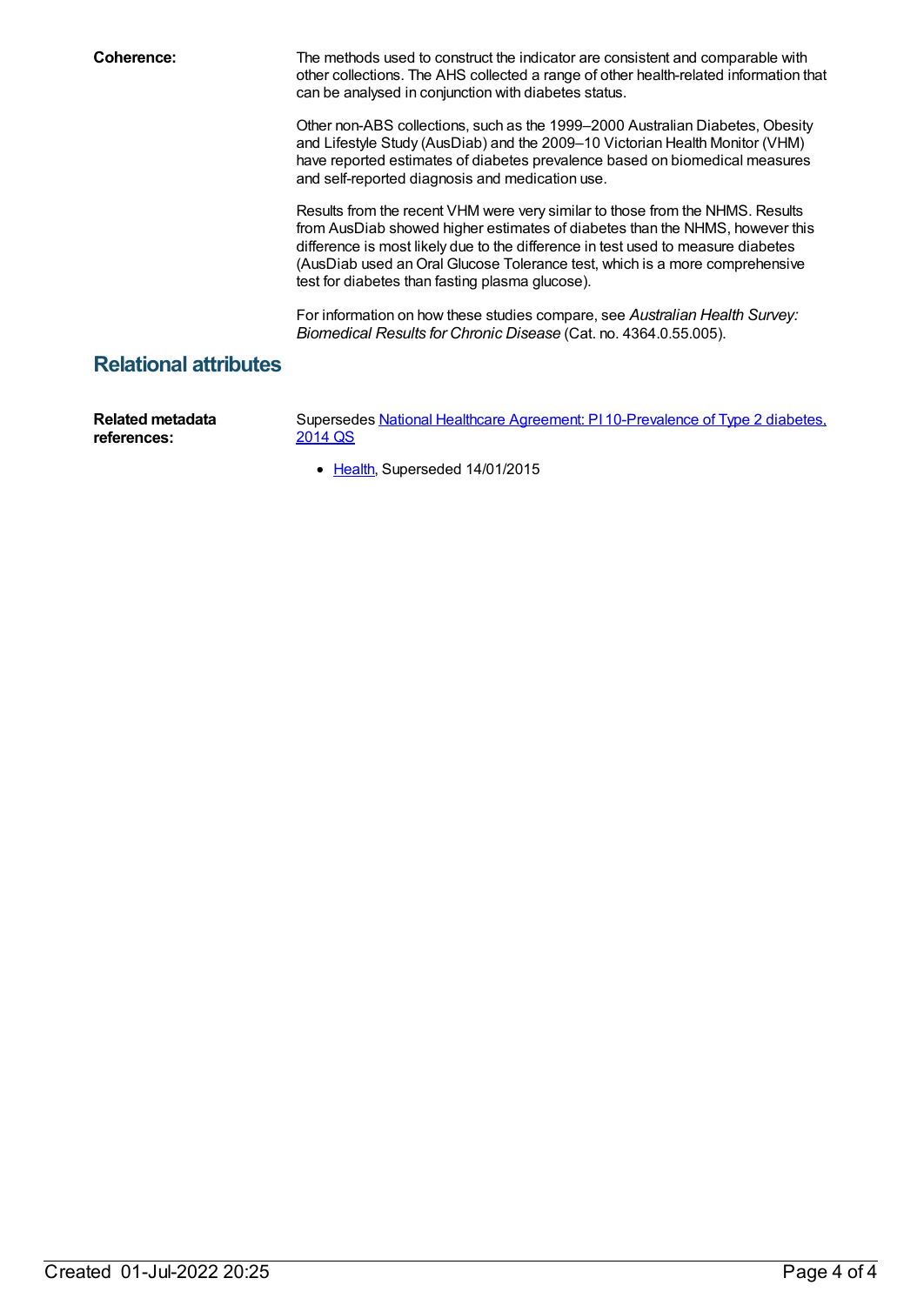**Coherence:**

The methods used to construct the indicator are consistent and comparable with other collections. The AHS collected a range of other health-related information that can be analysed in conjunction with diabetes status.

Other non-ABS collections, such as the 1999–2000 Australian Diabetes, Obesity and Lifestyle Study (AusDiab) and the 2009–10 Victorian Health Monitor (VHM) have reported estimates of diabetes prevalence based on biomedical measures and self-reported diagnosis and medication use.

Results from the recent VHM were very similar to those from the NHMS. Results from AusDiab showed higher estimates of diabetes than the NHMS, however this difference is most likely due to the difference in test used to measure diabetes (AusDiab used an Oral Glucose Tolerance test, which is a more comprehensive test for diabetes than fasting plasma glucose).

For information on how these studies compare, see *Australian Health Survey: Biomedical Results for Chronic Disease* (Cat. no. 4364.0.55.005).

## Relational attributes

**Related metadata references:**

Supersedes National Healthcare Agreement: PI 10-Prevalence of Type 2 diabetes, 2014 QS

- Health, Superseded 14/01/2015